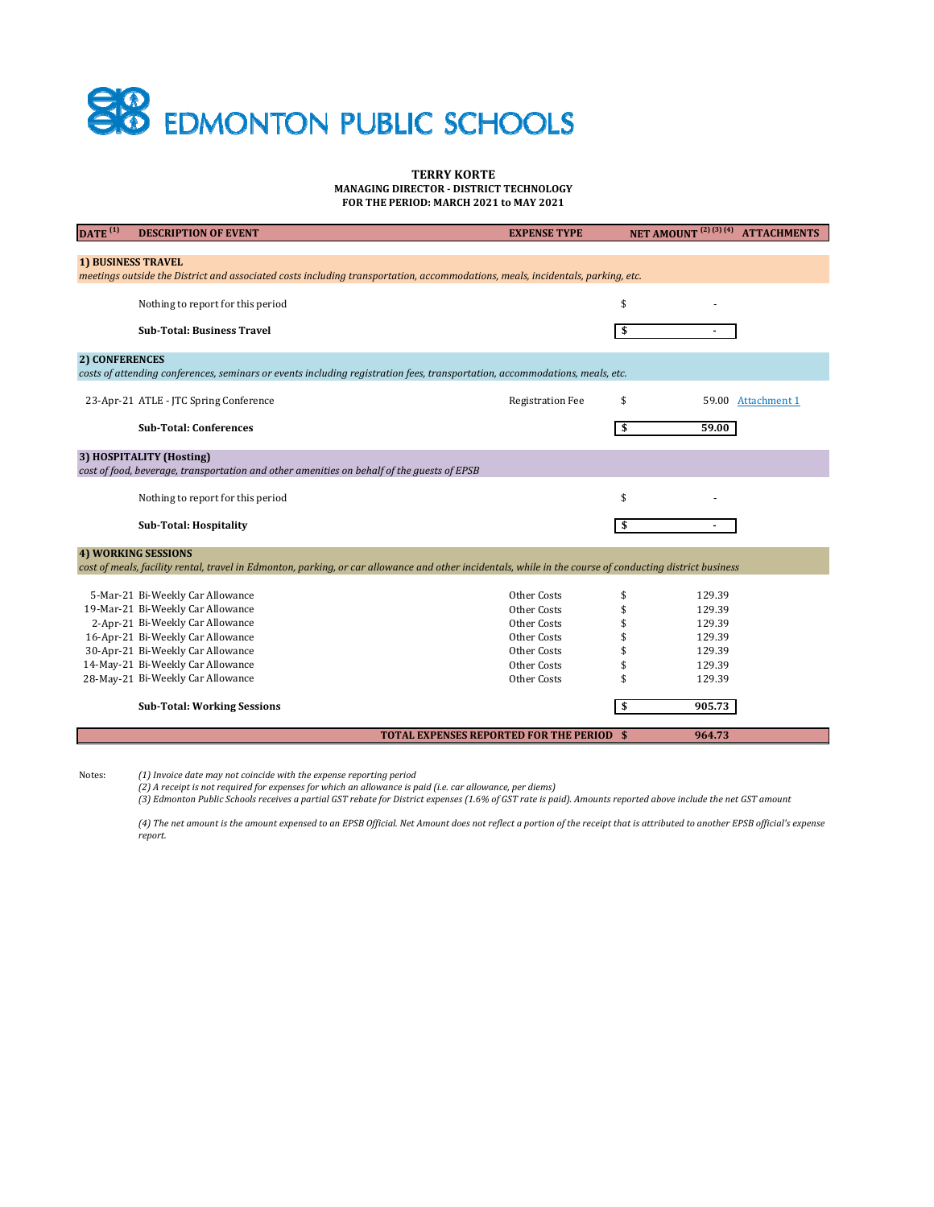# EDMONTON PUBLIC SCHOOLS

**TERRY KORTE**
**MANAGING DIRECTOR - DISTRICT TECHNOLOGY**
**FOR THE PERIOD: MARCH 2021 to MAY 2021**

| DATE [1] | DESCRIPTION OF EVENT | EXPENSE TYPE | NET AMOUNT [2] [3] [4] | ATTACHMENTS |
|---|---|---|---|---|
| **1) BUSINESS TRAVEL** | | | | |
| *meetings outside the District and associated costs including transportation, accommodations, meals, incidentals, parking, etc.* | | | | |
| | Nothing to report for this period | | $ - | |
| | **Sub-Total: Business Travel** | | **$ -** | |
| **2) CONFERENCES** | | | | |
| *costs of attending conferences, seminars or events including registration fees, transportation, accommodations, meals, etc.* | | | | |
| 23-Apr-21 | ATLE - JTC Spring Conference | Registration Fee | $ 59.00 | Attachment 1 |
| | **Sub-Total: Conferences** | | **$ 59.00** | |
| **3) HOSPITALITY (Hosting)** | | | | |
| *cost of food, beverage, transportation and other amenities on behalf of the guests of EPSB* | | | | |
| | Nothing to report for this period | | $ - | |
| | **Sub-Total: Hospitality** | | **$ -** | |
| **4) WORKING SESSIONS** | | | | |
| *cost of meals, facility rental, travel in Edmonton, parking, or car allowance and other incidentals, while in the course of conducting district business* | | | | |
| 5-Mar-21 | Bi-Weekly Car Allowance | Other Costs | $ 129.39 | |
| 19-Mar-21 | Bi-Weekly Car Allowance | Other Costs | $ 129.39 | |
| 2-Apr-21 | Bi-Weekly Car Allowance | Other Costs | $ 129.39 | |
| 16-Apr-21 | Bi-Weekly Car Allowance | Other Costs | $ 129.39 | |
| 30-Apr-21 | Bi-Weekly Car Allowance | Other Costs | $ 129.39 | |
| 14-May-21 | Bi-Weekly Car Allowance | Other Costs | $ 129.39 | |
| 28-May-21 | Bi-Weekly Car Allowance | Other Costs | $ 129.39 | |
| | **Sub-Total: Working Sessions** | | **$ 905.73** | |
| | **TOTAL EXPENSES REPORTED FOR THE PERIOD** | | **$ 964.73** | |

Notes:

*(1) Invoice date may not coincide with the expense reporting period*
*(2) A receipt is not required for expenses for which an allowance is paid (i.e. car allowance, per diems)*
*(3) Edmonton Public Schools receives a partial GST rebate for District expenses (1.6% of GST rate is paid). Amounts reported above include the net GST amount*

*(4) The net amount is the amount expensed to an EPSB Official. Net Amount does not reflect a portion of the receipt that is attributed to another EPSB official's expense report.*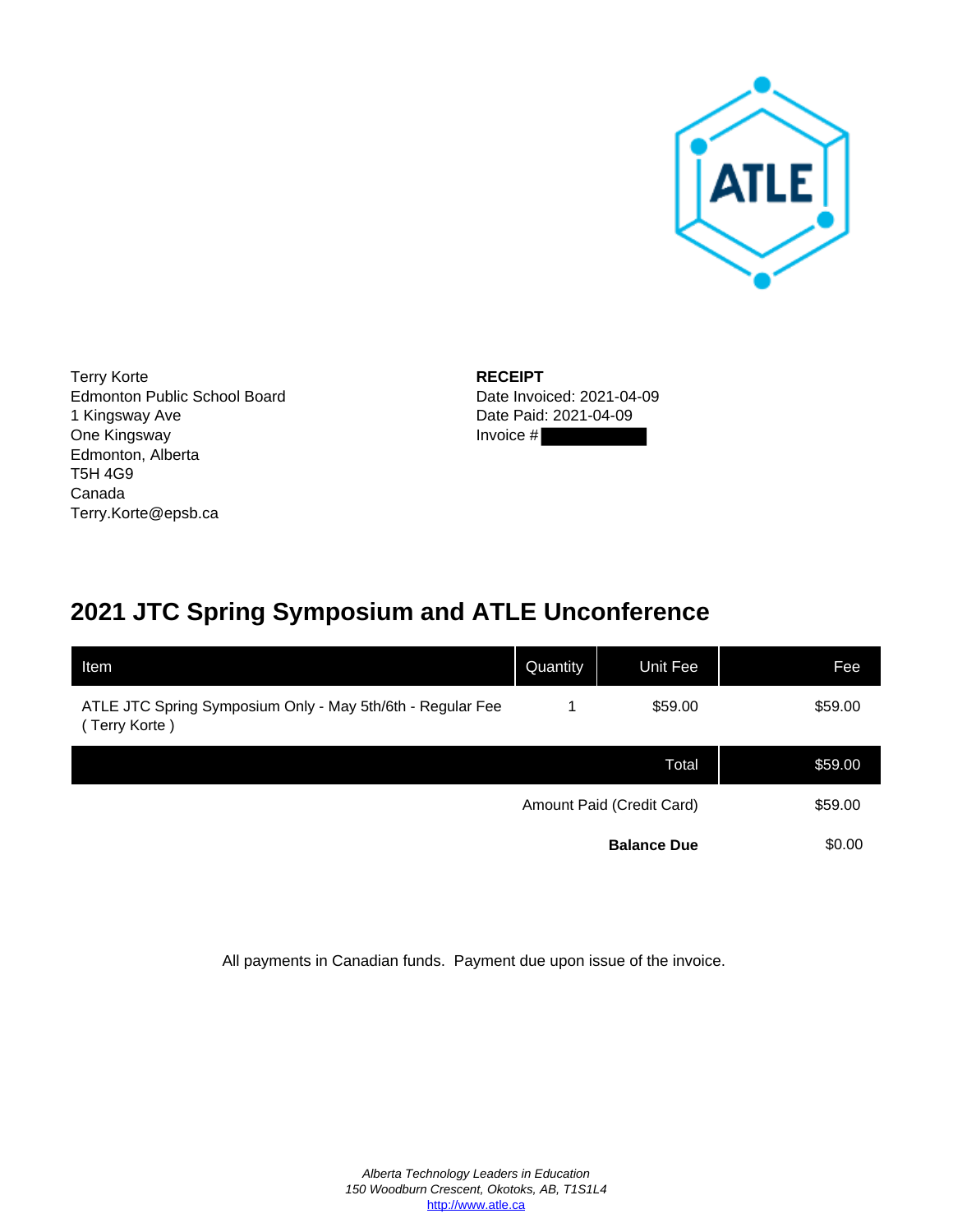Terry Korte
Edmonton Public School Board
1 Kingsway Ave
One Kingsway
Edmonton, Alberta
T5H 4G9
Canada
Terry.Korte@epsb.ca

**RECEIPT**
Date Invoiced: 2021-04-09
Date Paid: 2021-04-09
Invoice #

## 2021 JTC Spring Symposium and ATLE Unconference

| Item | Quantity | Unit Fee | Fee |
|---|---|---|---|
| ATLE JTC Spring Symposium Only - May 5th/6th - Regular Fee ( Terry Korte ) | 1 | $59.00 | $59.00 |
| | | Total | $59.00 |
| | | Amount Paid (Credit Card) | $59.00 |
| | | **Balance Due** | $0.00 |

All payments in Canadian funds. Payment due upon issue of the invoice.

*Alberta Technology Leaders in Education*
*150 Woodburn Crescent, Okotoks, AB, T1S1L4*
http://www.atle.ca